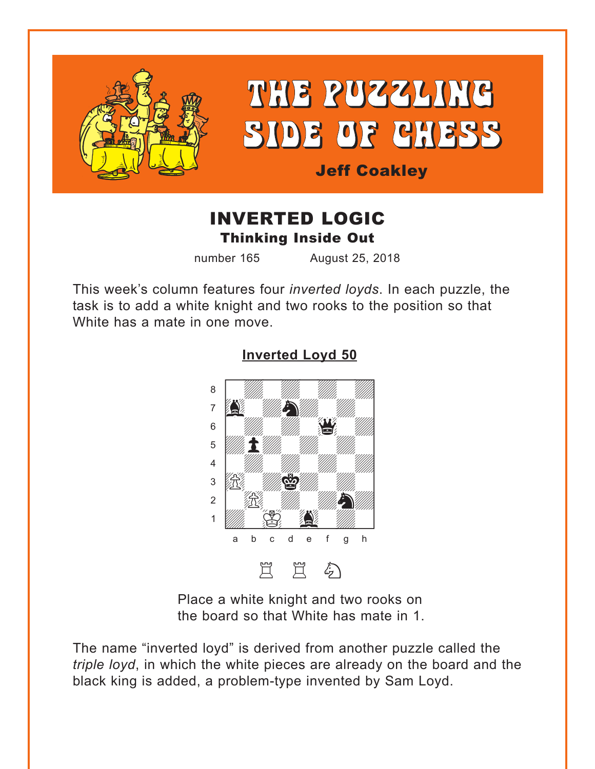# THE PUZZLING SIDE OF CHESS

**Jeff Coakley**

## INVERTED LOGIC

### Thinking Inside Out

number 165 August 25, 2018

This week's column features four *inverted loyds*. In each puzzle, the task is to add a white knight and two rooks to the position so that White has a mate in one move.

**Inverted Loyd 50**

Place a white knight and two rooks on the board so that White has mate in 1.

The name "inverted loyd" is derived from another puzzle called the *triple loyd*, in which the white pieces are already on the board and the black king is added, a problem-type invented by Sam Loyd.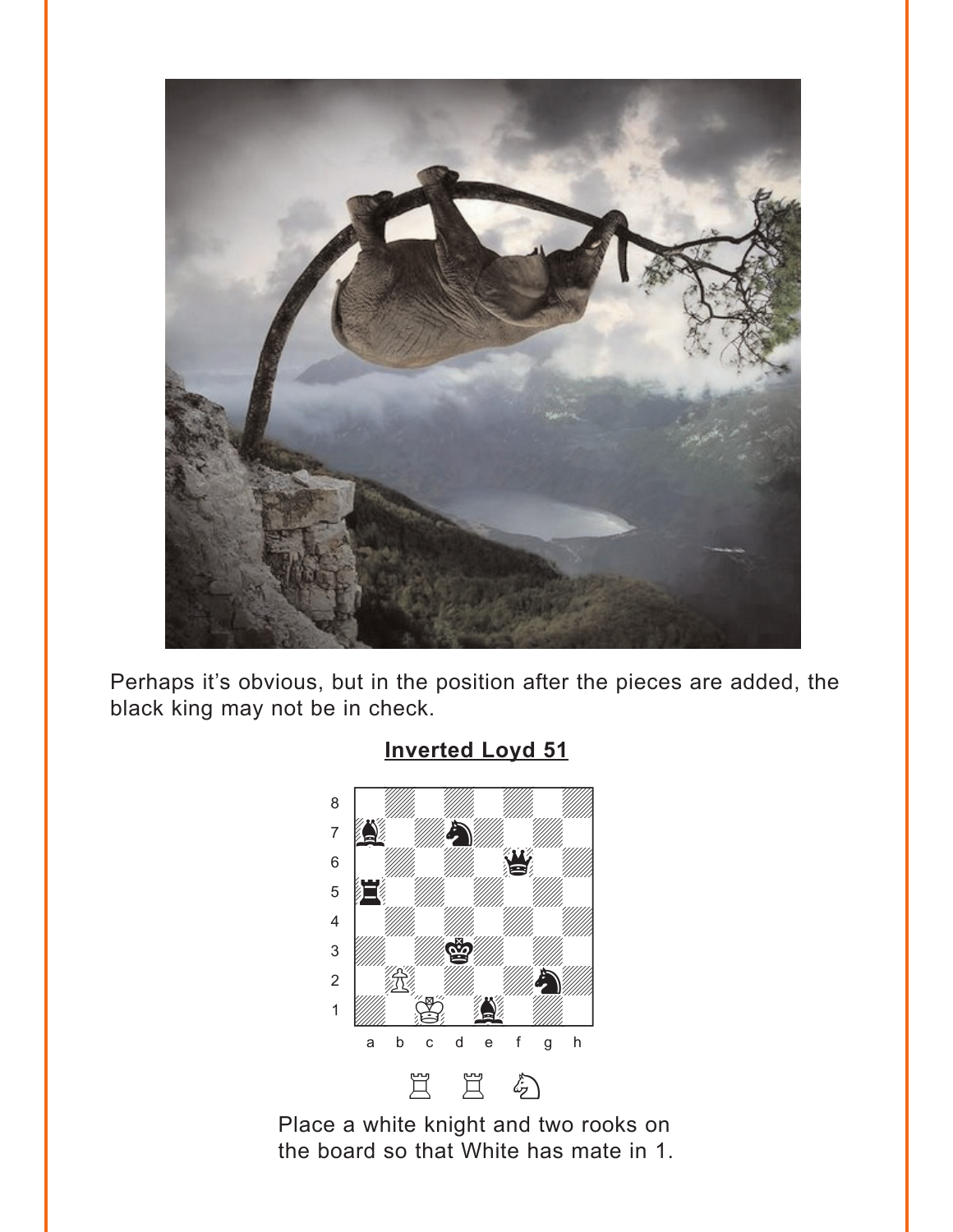Perhaps it's obvious, but in the position after the pieces are added, the black king may not be in check.

## Inverted Loyd 51

Place a white knight and two rooks on the board so that White has mate in 1.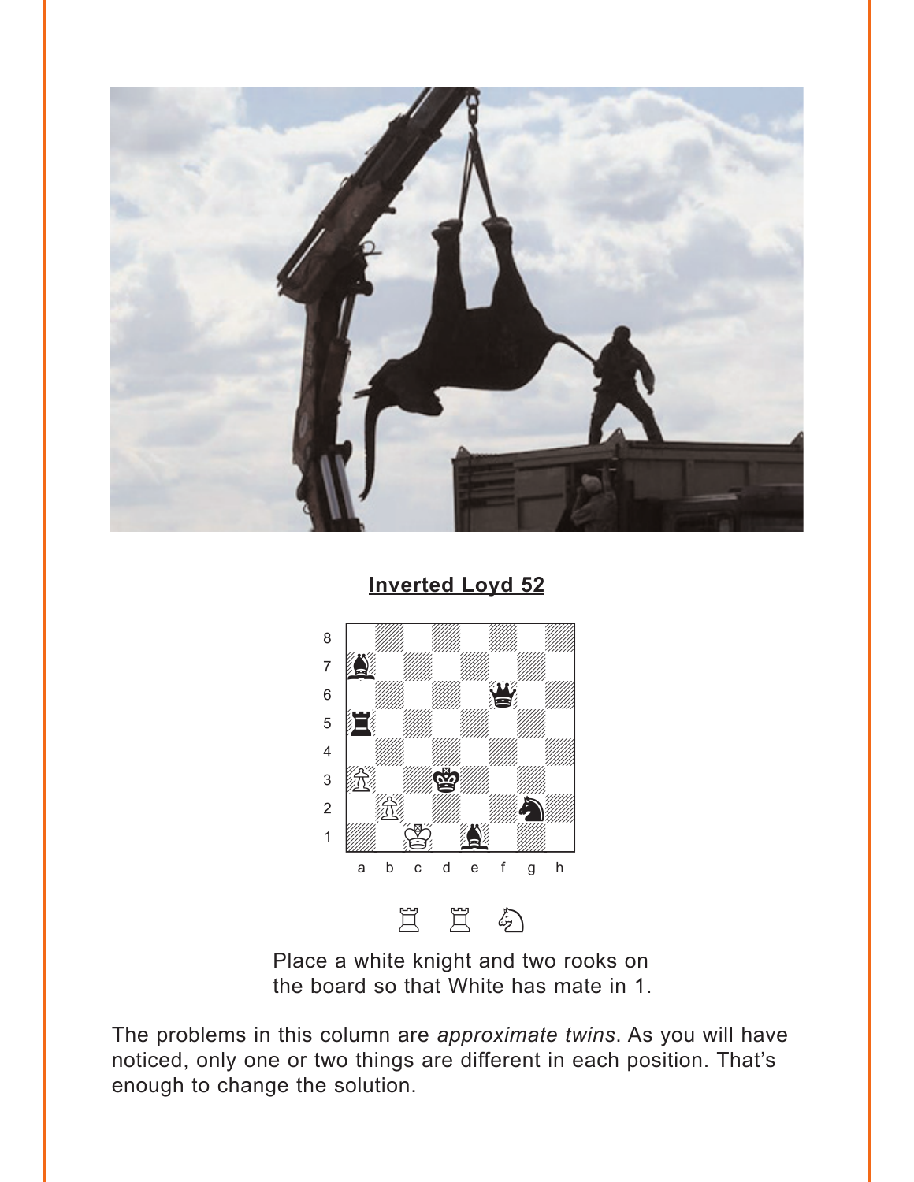**Inverted Loyd 52**

♖ ♖ ♘

Place a white knight and two rooks on the board so that White has mate in 1.

The problems in this column are *approximate twins*. As you will have noticed, only one or two things are different in each position. That's enough to change the solution.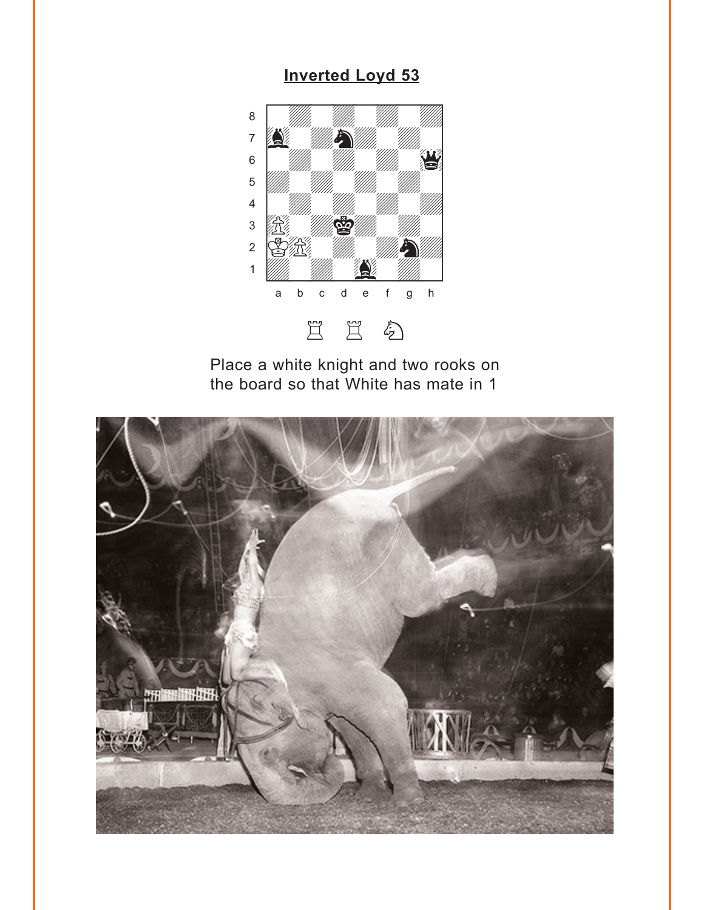## Inverted Loyd 53

♖ ♖ ♘

Place a white knight and two rooks on the board so that White has mate in 1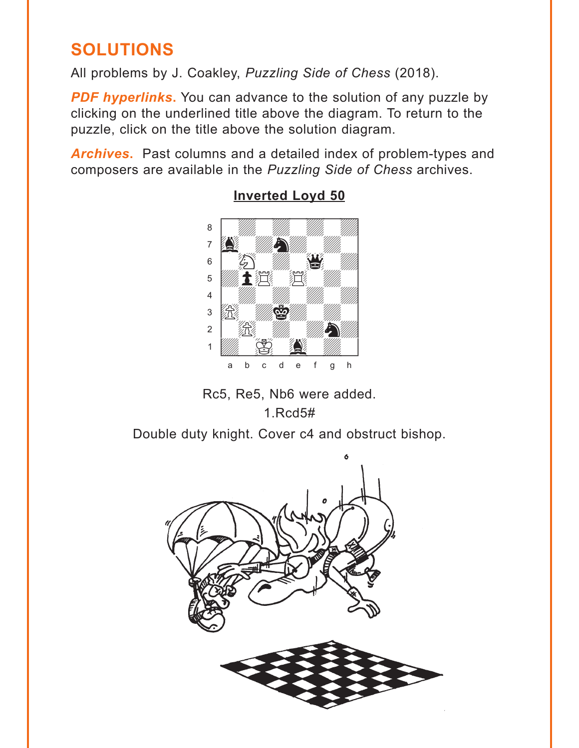## SOLUTIONS

All problems by J. Coakley, *Puzzling Side of Chess* (2018).

***PDF hyperlinks***. You can advance to the solution of any puzzle by clicking on the underlined title above the diagram. To return to the puzzle, click on the title above the solution diagram.

***Archives***. Past columns and a detailed index of problem-types and composers are available in the *Puzzling Side of Chess* archives.

### Inverted Loyd 50

Rc5, Re5, Nb6 were added.

1.Rcd5#

Double duty knight. Cover c4 and obstruct bishop.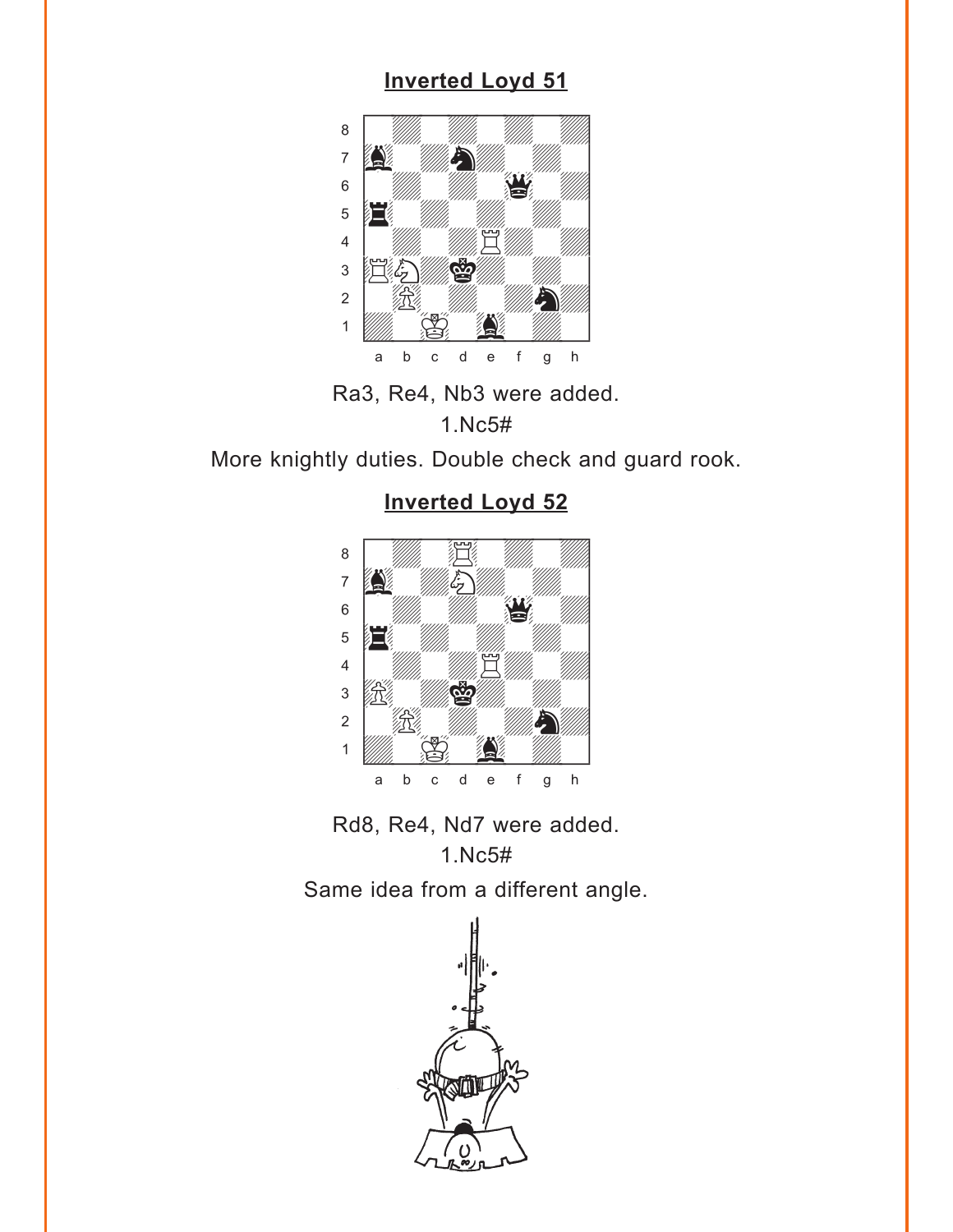## Inverted Loyd 51

Ra3, Re4, Nb3 were added.

1.Nc5#

More knightly duties. Double check and guard rook.

## Inverted Loyd 52

Rd8, Re4, Nd7 were added.

1.Nc5#

Same idea from a different angle.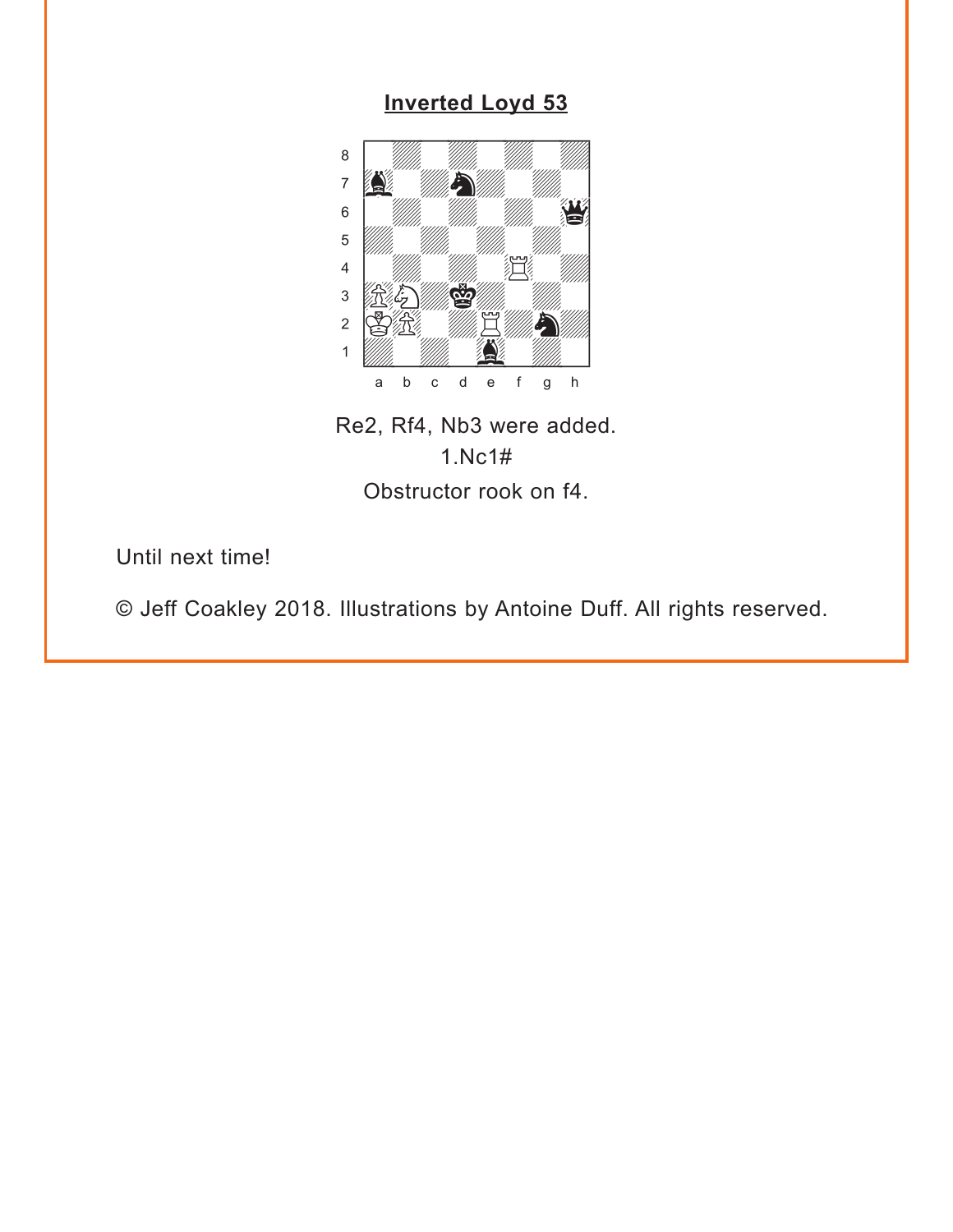## Inverted Loyd 53

Re2, Rf4, Nb3 were added.

1.Nc1#

Obstructor rook on f4.

Until next time!

© Jeff Coakley 2018. Illustrations by Antoine Duff. All rights reserved.